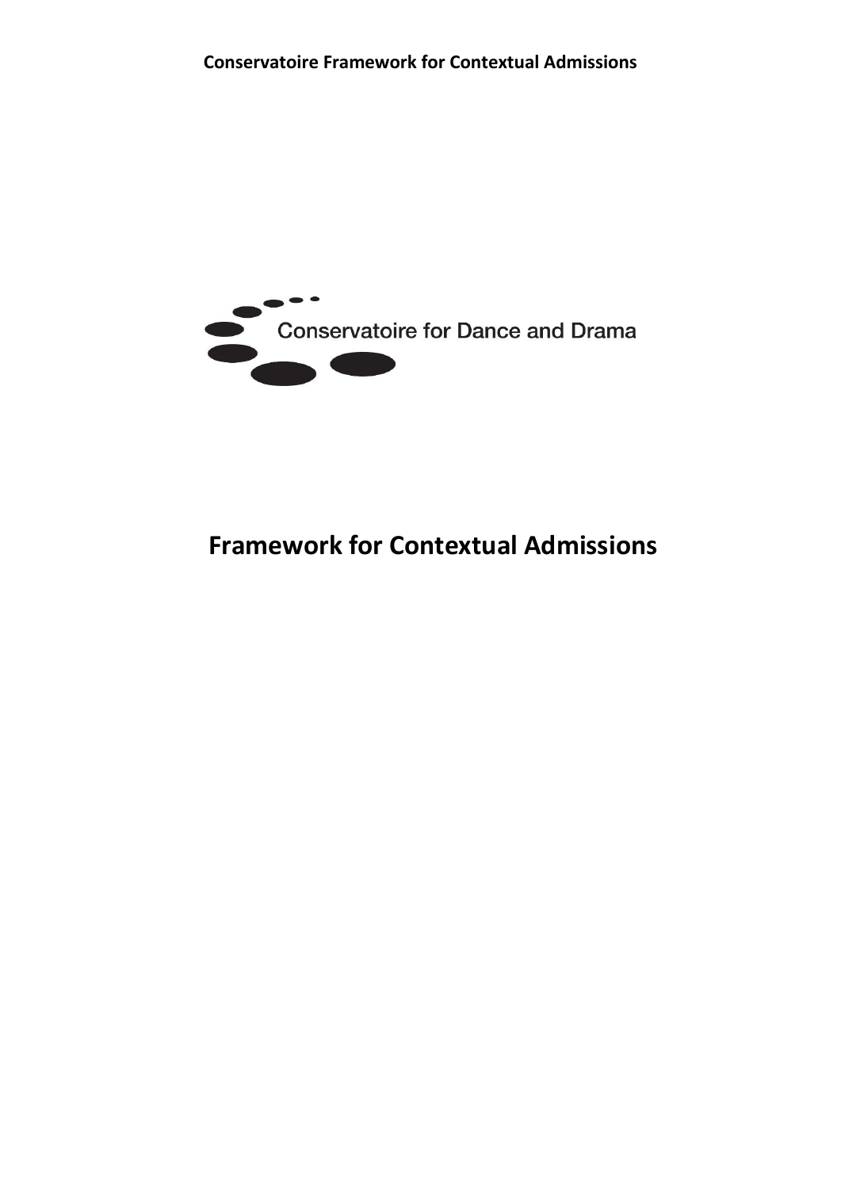Conservatoire for Dance and Drama

# Framework for Contextual Admissions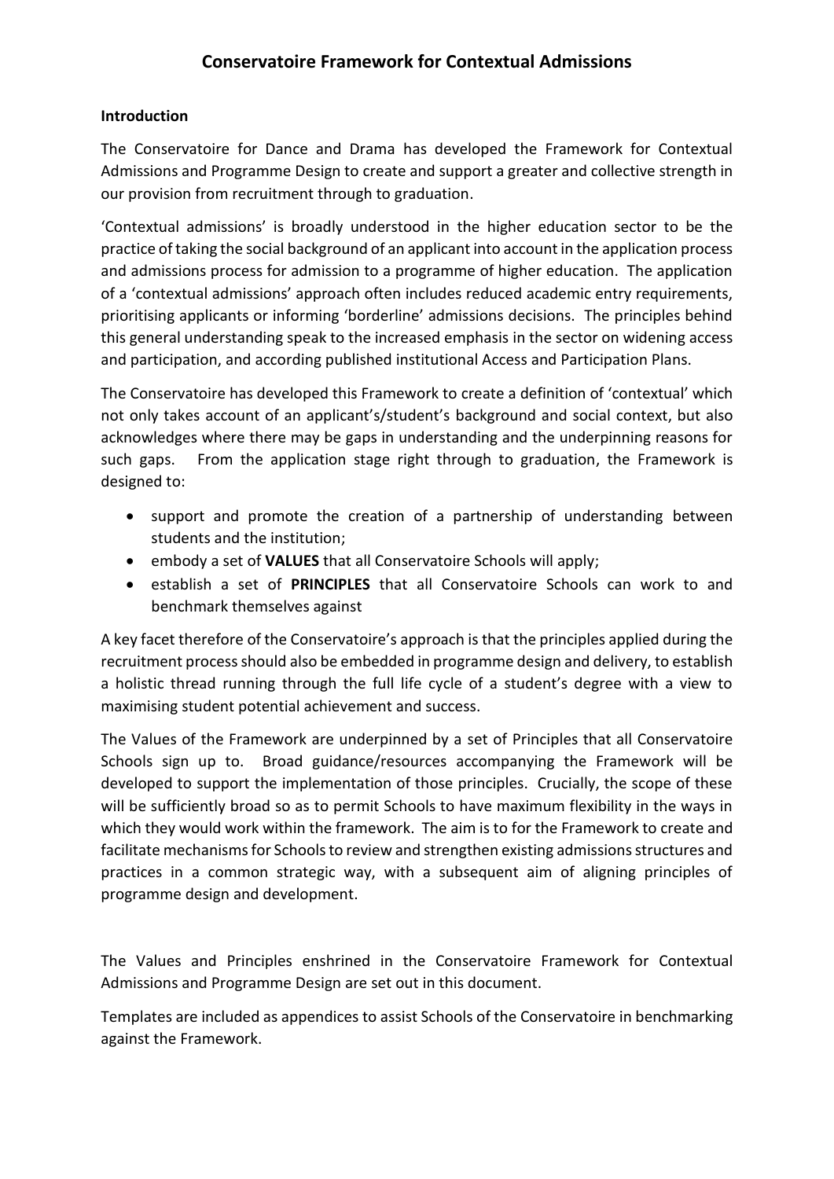# Conservatoire Framework for Contextual Admissions

## Introduction

The Conservatoire for Dance and Drama has developed the Framework for Contextual Admissions and Programme Design to create and support a greater and collective strength in our provision from recruitment through to graduation.

'Contextual admissions' is broadly understood in the higher education sector to be the practice of taking the social background of an applicant into account in the application process and admissions process for admission to a programme of higher education. The application of a 'contextual admissions' approach often includes reduced academic entry requirements, prioritising applicants or informing 'borderline' admissions decisions. The principles behind this general understanding speak to the increased emphasis in the sector on widening access and participation, and according published institutional Access and Participation Plans.

The Conservatoire has developed this Framework to create a definition of 'contextual' which not only takes account of an applicant's/student's background and social context, but also acknowledges where there may be gaps in understanding and the underpinning reasons for such gaps. From the application stage right through to graduation, the Framework is designed to:

- support and promote the creation of a partnership of understanding between students and the institution;
- embody a set of **VALUES** that all Conservatoire Schools will apply;
- establish a set of **PRINCIPLES** that all Conservatoire Schools can work to and benchmark themselves against

A key facet therefore of the Conservatoire's approach is that the principles applied during the recruitment process should also be embedded in programme design and delivery, to establish a holistic thread running through the full life cycle of a student's degree with a view to maximising student potential achievement and success.

The Values of the Framework are underpinned by a set of Principles that all Conservatoire Schools sign up to. Broad guidance/resources accompanying the Framework will be developed to support the implementation of those principles. Crucially, the scope of these will be sufficiently broad so as to permit Schools to have maximum flexibility in the ways in which they would work within the framework. The aim is to for the Framework to create and facilitate mechanisms for Schools to review and strengthen existing admissions structures and practices in a common strategic way, with a subsequent aim of aligning principles of programme design and development.

The Values and Principles enshrined in the Conservatoire Framework for Contextual Admissions and Programme Design are set out in this document.

Templates are included as appendices to assist Schools of the Conservatoire in benchmarking against the Framework.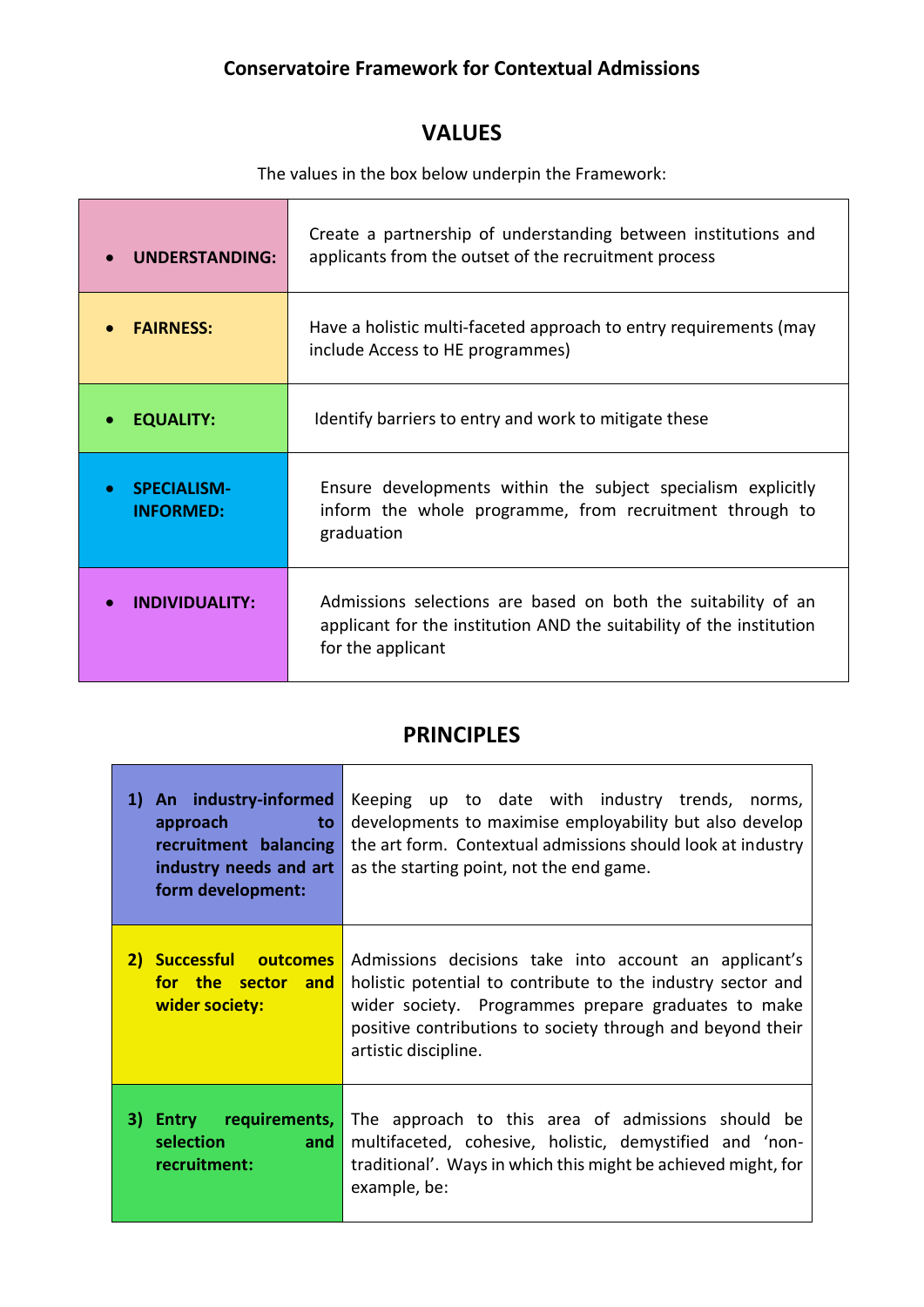## Conservatoire Framework for Contextual Admissions

## VALUES

The values in the box below underpin the Framework:

| | |
|---|---|
| • **UNDERSTANDING:** | Create a partnership of understanding between institutions and applicants from the outset of the recruitment process |
| • **FAIRNESS:** | Have a holistic multi-faceted approach to entry requirements (may include Access to HE programmes) |
| • **EQUALITY:** | Identify barriers to entry and work to mitigate these |
| • **SPECIALISM-INFORMED:** | Ensure developments within the subject specialism explicitly inform the whole programme, from recruitment through to graduation |
| • **INDIVIDUALITY:** | Admissions selections are based on both the suitability of an applicant for the institution AND the suitability of the institution for the applicant |

## PRINCIPLES

| | |
|---|---|
| **1) An industry-informed approach to recruitment balancing industry needs and art form development:** | Keeping up to date with industry trends, norms, developments to maximise employability but also develop the art form. Contextual admissions should look at industry as the starting point, not the end game. |
| **2) Successful outcomes for the sector and wider society:** | Admissions decisions take into account an applicant's holistic potential to contribute to the industry sector and wider society. Programmes prepare graduates to make positive contributions to society through and beyond their artistic discipline. |
| **3) Entry requirements, selection and recruitment:** | The approach to this area of admissions should be multifaceted, cohesive, holistic, demystified and 'non-traditional'. Ways in which this might be achieved might, for example, be: |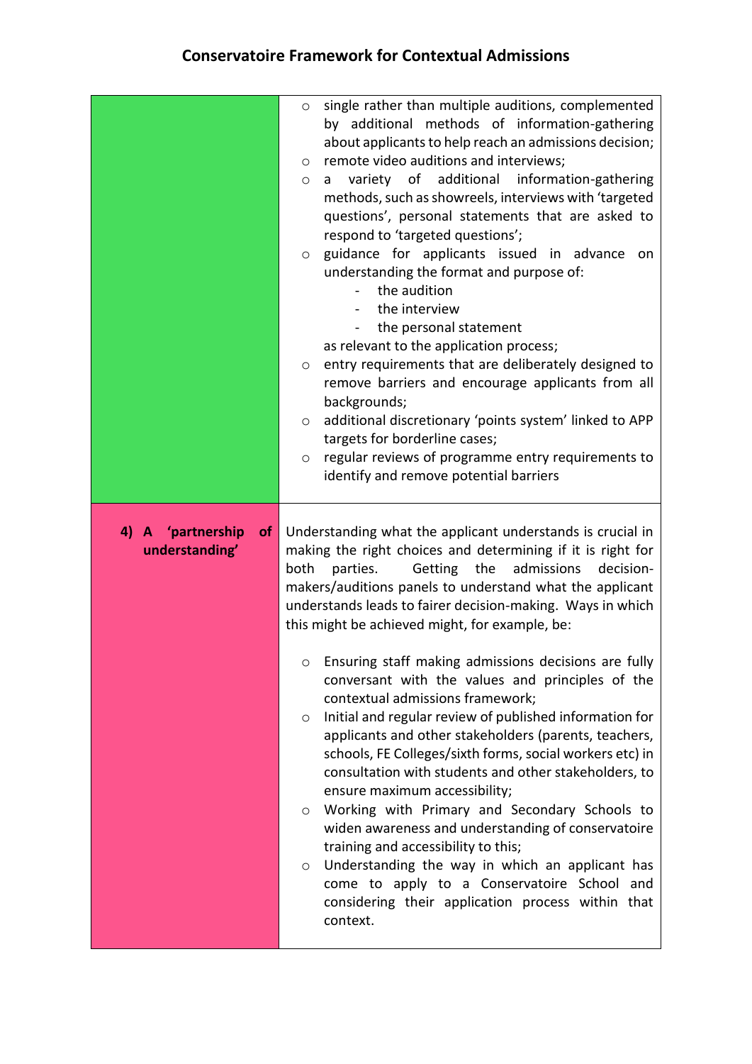## Conservatoire Framework for Contextual Admissions

| | |
|---|---|
| | ○ single rather than multiple auditions, complemented by additional methods of information-gathering about applicants to help reach an admissions decision;<br>○ remote video auditions and interviews;<br>○ a variety of additional information-gathering methods, such as showreels, interviews with 'targeted questions', personal statements that are asked to respond to 'targeted questions';<br>○ guidance for applicants issued in advance on understanding the format and purpose of:<br>- the audition<br>- the interview<br>- the personal statement<br>as relevant to the application process;<br>○ entry requirements that are deliberately designed to remove barriers and encourage applicants from all backgrounds;<br>○ additional discretionary 'points system' linked to APP targets for borderline cases;<br>○ regular reviews of programme entry requirements to identify and remove potential barriers |
| **4) A 'partnership of understanding'** | Understanding what the applicant understands is crucial in making the right choices and determining if it is right for both parties. Getting the admissions decision-makers/auditions panels to understand what the applicant understands leads to fairer decision-making. Ways in which this might be achieved might, for example, be:<br><br>○ Ensuring staff making admissions decisions are fully conversant with the values and principles of the contextual admissions framework;<br>○ Initial and regular review of published information for applicants and other stakeholders (parents, teachers, schools, FE Colleges/sixth forms, social workers etc) in consultation with students and other stakeholders, to ensure maximum accessibility;<br>○ Working with Primary and Secondary Schools to widen awareness and understanding of conservatoire training and accessibility to this;<br>○ Understanding the way in which an applicant has come to apply to a Conservatoire School and considering their application process within that context. |